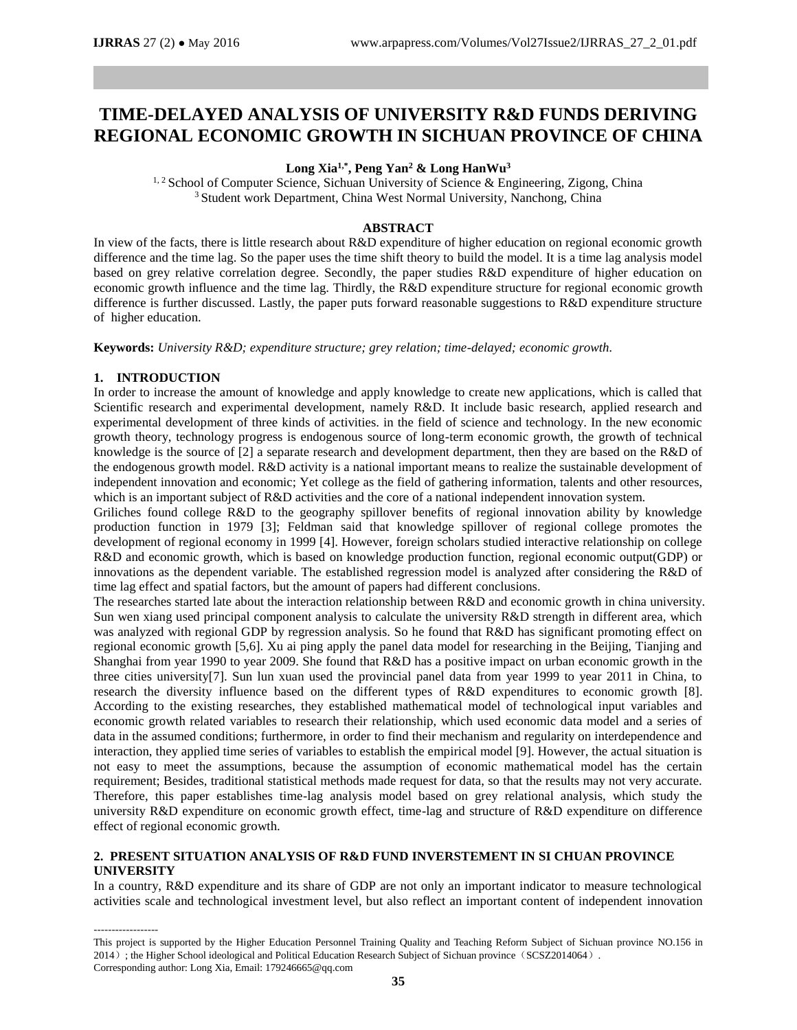# TIME-DELAYED ANALYSIS OF UNIVERSITY R&D FUNDS DERIVING REGIONAL ECONOMIC GROWTH IN SICHUAN PROVINCE OF CHINA

**Long Xia[1,*], Peng Yan[2] & Long HanWu[3]**

[1, 2] School of Computer Science, Sichuan University of Science & Engineering, Zigong, China
[3] Student work Department, China West Normal University, Nanchong, China

**ABSTRACT**

In view of the facts, there is little research about R&D expenditure of higher education on regional economic growth difference and the time lag. So the paper uses the time shift theory to build the model. It is a time lag analysis model based on grey relative correlation degree. Secondly, the paper studies R&D expenditure of higher education on economic growth influence and the time lag. Thirdly, the R&D expenditure structure for regional economic growth difference is further discussed. Lastly, the paper puts forward reasonable suggestions to R&D expenditure structure of higher education.

**Keywords:** *University R&D; expenditure structure; grey relation; time-delayed; economic growth.*

## 1. INTRODUCTION

In order to increase the amount of knowledge and apply knowledge to create new applications, which is called that Scientific research and experimental development, namely R&D. It include basic research, applied research and experimental development of three kinds of activities. in the field of science and technology. In the new economic growth theory, technology progress is endogenous source of long-term economic growth, the growth of technical knowledge is the source of [2] a separate research and development department, then they are based on the R&D of the endogenous growth model. R&D activity is a national important means to realize the sustainable development of independent innovation and economic; Yet college as the field of gathering information, talents and other resources, which is an important subject of R&D activities and the core of a national independent innovation system.

Griliches found college R&D to the geography spillover benefits of regional innovation ability by knowledge production function in 1979 [3]; Feldman said that knowledge spillover of regional college promotes the development of regional economy in 1999 [4]. However, foreign scholars studied interactive relationship on college R&D and economic growth, which is based on knowledge production function, regional economic output(GDP) or innovations as the dependent variable. The established regression model is analyzed after considering the R&D of time lag effect and spatial factors, but the amount of papers had different conclusions.

The researches started late about the interaction relationship between R&D and economic growth in china university. Sun wen xiang used principal component analysis to calculate the university R&D strength in different area, which was analyzed with regional GDP by regression analysis. So he found that R&D has significant promoting effect on regional economic growth [5,6]. Xu ai ping apply the panel data model for researching in the Beijing, Tianjing and Shanghai from year 1990 to year 2009. She found that R&D has a positive impact on urban economic growth in the three cities university[7]. Sun lun xuan used the provincial panel data from year 1999 to year 2011 in China, to research the diversity influence based on the different types of R&D expenditures to economic growth [8]. According to the existing researches, they established mathematical model of technological input variables and economic growth related variables to research their relationship, which used economic data model and a series of data in the assumed conditions; furthermore, in order to find their mechanism and regularity on interdependence and interaction, they applied time series of variables to establish the empirical model [9]. However, the actual situation is not easy to meet the assumptions, because the assumption of economic mathematical model has the certain requirement; Besides, traditional statistical methods made request for data, so that the results may not very accurate. Therefore, this paper establishes time-lag analysis model based on grey relational analysis, which study the university R&D expenditure on economic growth effect, time-lag and structure of R&D expenditure on difference effect of regional economic growth.

## 2. PRESENT SITUATION ANALYSIS OF R&D FUND INVERSTEMENT IN SI CHUAN PROVINCE UNIVERSITY

In a country, R&D expenditure and its share of GDP are not only an important indicator to measure technological activities scale and technological investment level, but also reflect an important content of independent innovation

------------------

This project is supported by the Higher Education Personnel Training Quality and Teaching Reform Subject of Sichuan province NO.156 in 2014）; the Higher School ideological and Political Education Research Subject of Sichuan province（SCSZ2014064）.
Corresponding author: Long Xia, Email: 179246665@qq.com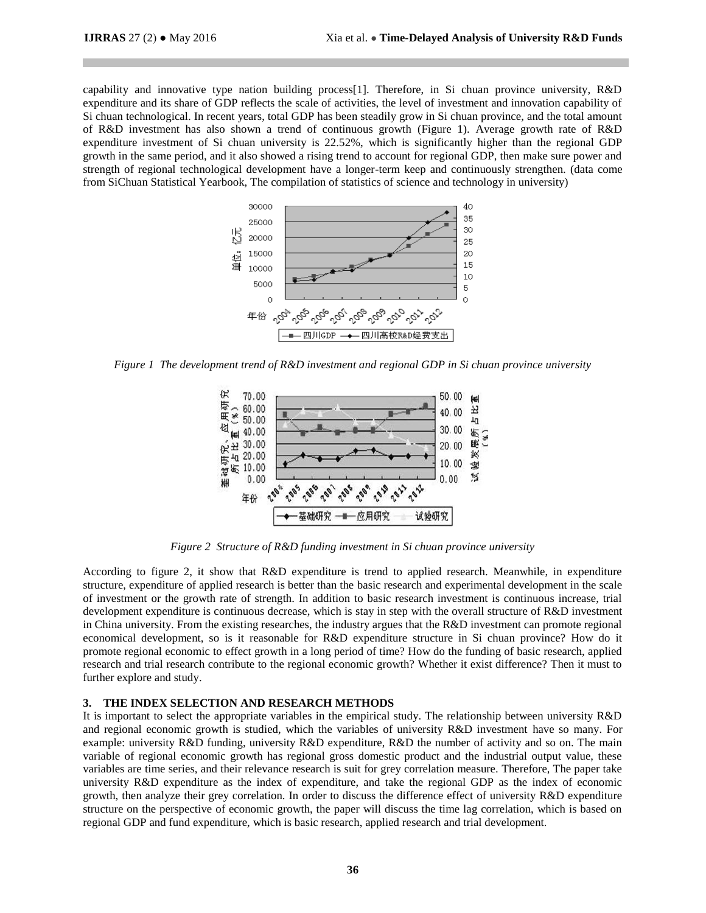capability and innovative type nation building process[1]. Therefore, in Si chuan province university, R&D expenditure and its share of GDP reflects the scale of activities, the level of investment and innovation capability of Si chuan technological. In recent years, total GDP has been steadily grow in Si chuan province, and the total amount of R&D investment has also shown a trend of continuous growth (Figure 1). Average growth rate of R&D expenditure investment of Si chuan university is 22.52%, which is significantly higher than the regional GDP growth in the same period, and it also showed a rising trend to account for regional GDP, then make sure power and strength of regional technological development have a longer-term keep and continuously strengthen. (data come from SiChuan Statistical Yearbook, The compilation of statistics of science and technology in university)

*Figure 1 The development trend of R&D investment and regional GDP in Si chuan province university*

*Figure 2 Structure of R&D funding investment in Si chuan province university*

According to figure 2, it show that R&D expenditure is trend to applied research. Meanwhile, in expenditure structure, expenditure of applied research is better than the basic research and experimental development in the scale of investment or the growth rate of strength. In addition to basic research investment is continuous increase, trial development expenditure is continuous decrease, which is stay in step with the overall structure of R&D investment in China university. From the existing researches, the industry argues that the R&D investment can promote regional economical development, so is it reasonable for R&D expenditure structure in Si chuan province? How do it promote regional economic to effect growth in a long period of time? How do the funding of basic research, applied research and trial research contribute to the regional economic growth? Whether it exist difference? Then it must to further explore and study.

## 3. THE INDEX SELECTION AND RESEARCH METHODS

It is important to select the appropriate variables in the empirical study. The relationship between university R&D and regional economic growth is studied, which the variables of university R&D investment have so many. For example: university R&D funding, university R&D expenditure, R&D the number of activity and so on. The main variable of regional economic growth has regional gross domestic product and the industrial output value, these variables are time series, and their relevance research is suit for grey correlation measure. Therefore, The paper take university R&D expenditure as the index of expenditure, and take the regional GDP as the index of economic growth, then analyze their grey correlation. In order to discuss the difference effect of university R&D expenditure structure on the perspective of economic growth, the paper will discuss the time lag correlation, which is based on regional GDP and fund expenditure, which is basic research, applied research and trial development.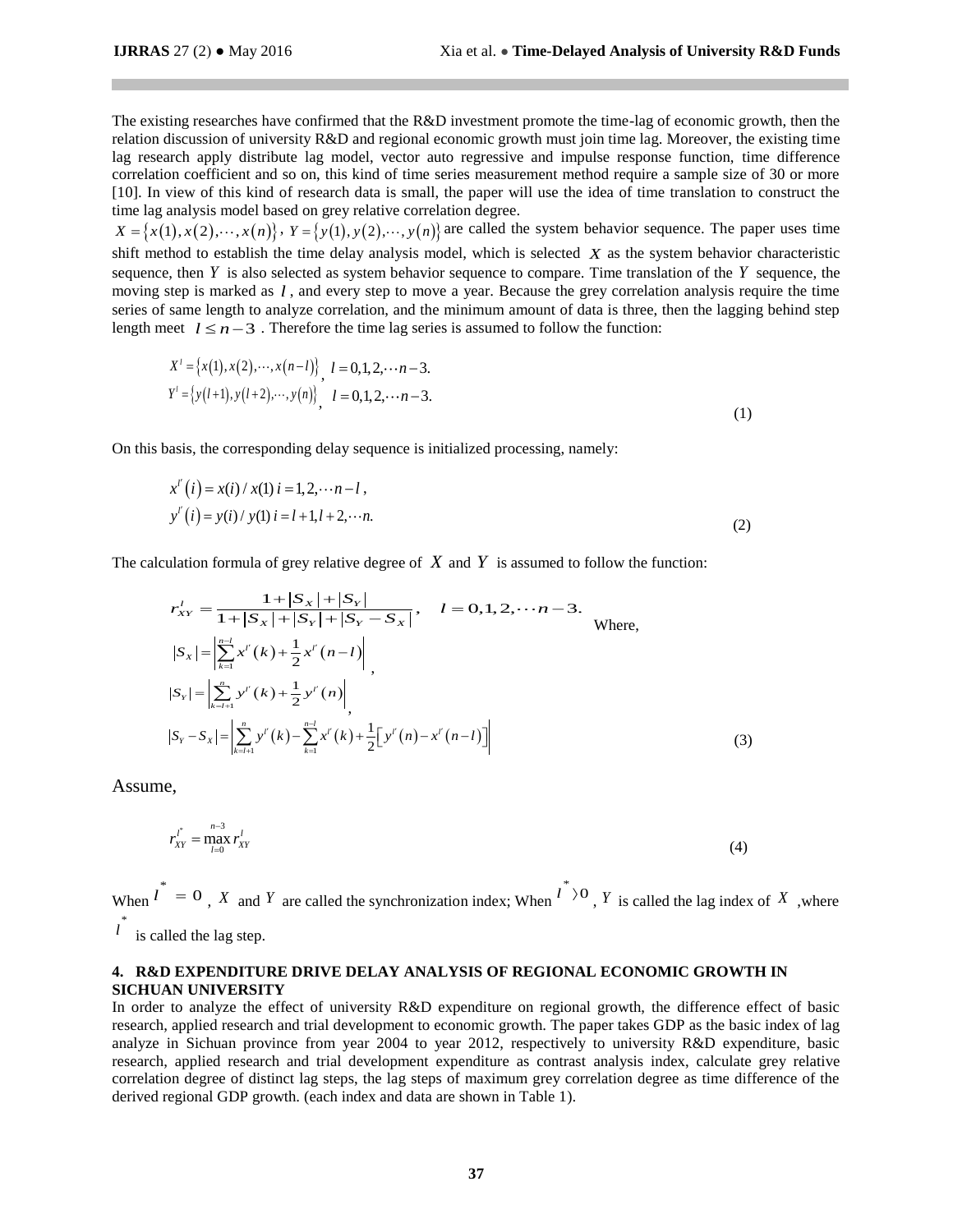The existing researches have confirmed that the R&D investment promote the time-lag of economic growth, then the relation discussion of university R&D and regional economic growth must join time lag. Moreover, the existing time lag research apply distribute lag model, vector auto regressive and impulse response function, time difference correlation coefficient and so on, this kind of time series measurement method require a sample size of 30 or more [10]. In view of this kind of research data is small, the paper will use the idea of time translation to construct the time lag analysis model based on grey relative correlation degree.

$X=\{x(1),x(2),\cdots,x(n)\}$, $Y=\{y(1),y(2),\cdots,y(n)\}$ are called the system behavior sequence. The paper uses time shift method to establish the time delay analysis model, which is selected $X$ as the system behavior characteristic sequence, then $Y$ is also selected as system behavior sequence to compare. Time translation of the $Y$ sequence, the moving step is marked as $l$, and every step to move a year. Because the grey correlation analysis require the time series of same length to analyze correlation, and the minimum amount of data is three, then the lagging behind step length meet $l \le n-3$. Therefore the time lag series is assumed to follow the function:

$$
\begin{aligned}
X^{l}&=\{x(1),x(2),\cdots,x(n-l)\}, \quad l=0,1,2,\cdots n-3.\\
Y^{l}&=\{y(l+1),y(l+2),\cdots,y(n)\}, \quad l=0,1,2,\cdots n-3.
\end{aligned} \tag{1}
$$

On this basis, the corresponding delay sequence is initialized processing, namely:

$$
\begin{aligned}
x^{l'}(i)&=x(i)/x(1)\; i=1,2,\cdots n-l,\\
y^{l'}(i)&=y(i)/y(1)\; i=l+1,l+2,\cdots n.
\end{aligned} \tag{2}
$$

The calculation formula of grey relative degree of $X$ and $Y$ is assumed to follow the function:

$$
r_{XY}^{l}=\frac{1+|S_X|+|S_Y|}{1+|S_X|+|S_Y|+|S_Y-S_X|}, \quad l=0,1,2,\cdots n-3. \quad \text{Where,}
$$

$$
\begin{aligned}
|S_X|&=\left|\sum_{k=1}^{n-l}x^{l'}(k)+\frac{1}{2}x^{l'}(n-l)\right|,\\
|S_Y|&=\left|\sum_{k=l+1}^{n}y^{l'}(k)+\frac{1}{2}y^{l'}(n)\right|,\\
|S_Y-S_X|&=\left|\sum_{k=l+1}^{n}y^{l'}(k)-\sum_{k=1}^{n-l}x^{l'}(k)+\frac{1}{2}\left[y^{l'}(n)-x^{l'}(n-l)\right]\right|
\end{aligned} \tag{3}
$$

Assume,

$$
r_{XY}^{l^*}=\max_{l=0}^{n-3} r_{XY}^{l} \tag{4}
$$

When $l^*=0$, $X$ and $Y$ are called the synchronization index; When $l^*>0$, $Y$ is called the lag index of $X$, where $l^*$ is called the lag step.

## 4. R&D EXPENDITURE DRIVE DELAY ANALYSIS OF REGIONAL ECONOMIC GROWTH IN SICHUAN UNIVERSITY

In order to analyze the effect of university R&D expenditure on regional growth, the difference effect of basic research, applied research and trial development to economic growth. The paper takes GDP as the basic index of lag analyze in Sichuan province from year 2004 to year 2012, respectively to university R&D expenditure, basic research, applied research and trial development expenditure as contrast analysis index, calculate grey relative correlation degree of distinct lag steps, the lag steps of maximum grey correlation degree as time difference of the derived regional GDP growth. (each index and data are shown in Table 1).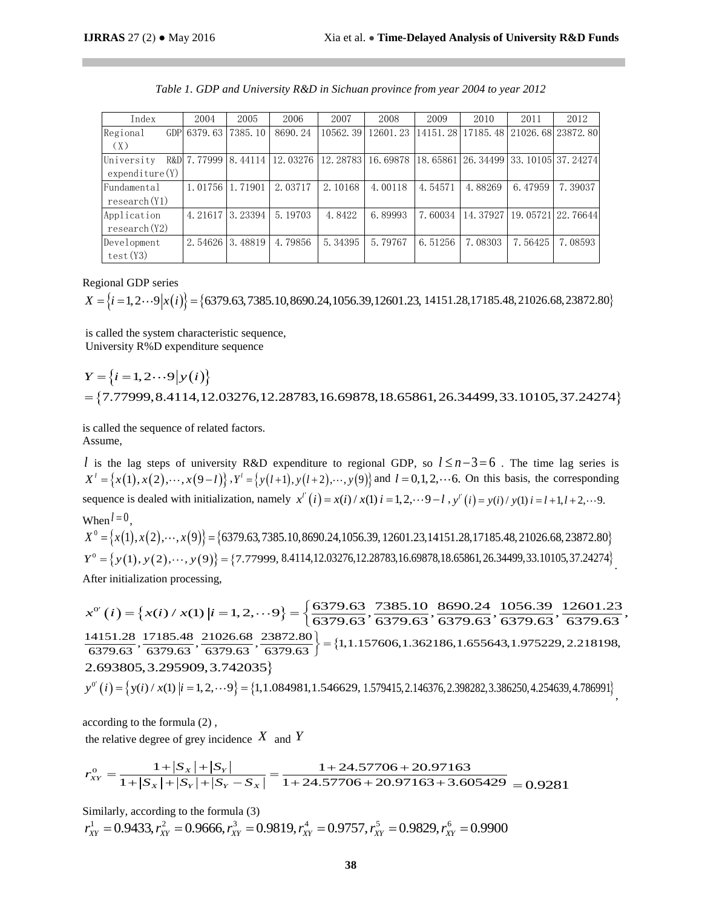*Table 1. GDP and University R&D in Sichuan province from year 2004 to year 2012*

| Index | 2004 | 2005 | 2006 | 2007 | 2008 | 2009 | 2010 | 2011 | 2012 |
|---|---|---|---|---|---|---|---|---|---|
| Regional GDP (X) | 6379.63 | 7385.10 | 8690.24 | 10562.39 | 12601.23 | 14151.28 | 17185.48 | 21026.68 | 23872.80 |
| University R&D expenditure(Y) | 7.77999 | 8.44114 | 12.03276 | 12.28783 | 16.69878 | 18.65861 | 26.34499 | 33.10105 | 37.24274 |
| Fundamental research(Y1) | 1.01756 | 1.71901 | 2.03717 | 2.10168 | 4.00118 | 4.54571 | 4.88269 | 6.47959 | 7.39037 |
| Application research(Y2) | 4.21617 | 3.23394 | 5.19703 | 4.8422 | 6.89993 | 7.60034 | 14.37927 | 19.05721 | 22.76644 |
| Development test(Y3) | 2.54626 | 3.48819 | 4.79856 | 5.34395 | 5.79767 | 6.51256 | 7.08303 | 7.56425 | 7.08593 |

Regional GDP series

$$X = \{i = 1,2 \cdots 9 | x(i)\} = \{6379.63, 7385.10, 8690.24, 1056.39, 12601.23, 14151.28, 17185.48, 21026.68, 23872.80\}$$

is called the system characteristic sequence,
University R%D expenditure sequence

$$Y = \{i = 1,2 \cdots 9 | y(i)\}$$
$$= \{7.77999, 8.4114, 12.03276, 12.28783, 16.69878, 18.65861, 26.34499, 33.10105, 37.24274\}$$

is called the sequence of related factors.
Assume,

$l$ is the lag steps of university R&D expenditure to regional GDP, so $l \le n-3=6$. The time lag series is $X^l = \{x(1), x(2), \cdots, x(9-l)\}$, $Y^l = \{y(l+1), y(l+2), \cdots, y(9)\}$ and $l = 0,1,2,\cdots 6$. On this basis, the corresponding sequence is dealed with initialization, namely $x^{l'}(i) = x(i)/x(1)$ $i = 1,2,\cdots 9-l$, $y^{l'}(i) = y(i)/y(1)$ $i = l+1, l+2, \cdots 9$.

When $l = 0$,

$$X^0 = \{x(1), x(2), \cdots, x(9)\} = \{6379.63, 7385.10, 8690.24, 1056.39, 12601.23, 14151.28, 17185.48, 21026.68, 23872.80\}$$

$$Y^0 = \{y(1), y(2), \cdots, y(9)\} = \{7.77999, 8.4114, 12.03276, 12.28783, 16.69878, 18.65861, 26.34499, 33.10105, 37.24274\}.$$

After initialization processing,

$$x^{0'}(i) = \{x(i)/x(1) | i = 1,2,\cdots 9\} = \left\{\frac{6379.63}{6379.63}, \frac{7385.10}{6379.63}, \frac{8690.24}{6379.63}, \frac{1056.39}{6379.63}, \frac{12601.23}{6379.63}, \frac{14151.28}{6379.63}, \frac{17185.48}{6379.63}, \frac{21026.68}{6379.63}, \frac{23872.80}{6379.63}\right\} = \{1, 1.157606, 1.362186, 1.655643, 1.975229, 2.218198, 2.693805, 3.295909, 3.742035\}$$

$$y^{0'}(i) = \{y(i)/x(1) | i = 1,2,\cdots 9\} = \{1, 1.084981, 1.546629, 1.579415, 2.146376, 2.398282, 3.386250, 4.254639, 4.786991\},$$

according to the formula (2) ,
the relative degree of grey incidence $X$ and $Y$

$$r_{XY}^0 = \frac{1+|S_X|+|S_Y|}{1+|S_X|+|S_Y|+|S_Y - S_X|} = \frac{1+24.57706+20.97163}{1+24.57706+20.97163+3.605429} = 0.9281$$

Similarly, according to the formula (3)

$$r_{XY}^1 = 0.9433, r_{XY}^2 = 0.9666, r_{XY}^3 = 0.9819, r_{XY}^4 = 0.9757, r_{XY}^5 = 0.9829, r_{XY}^6 = 0.9900$$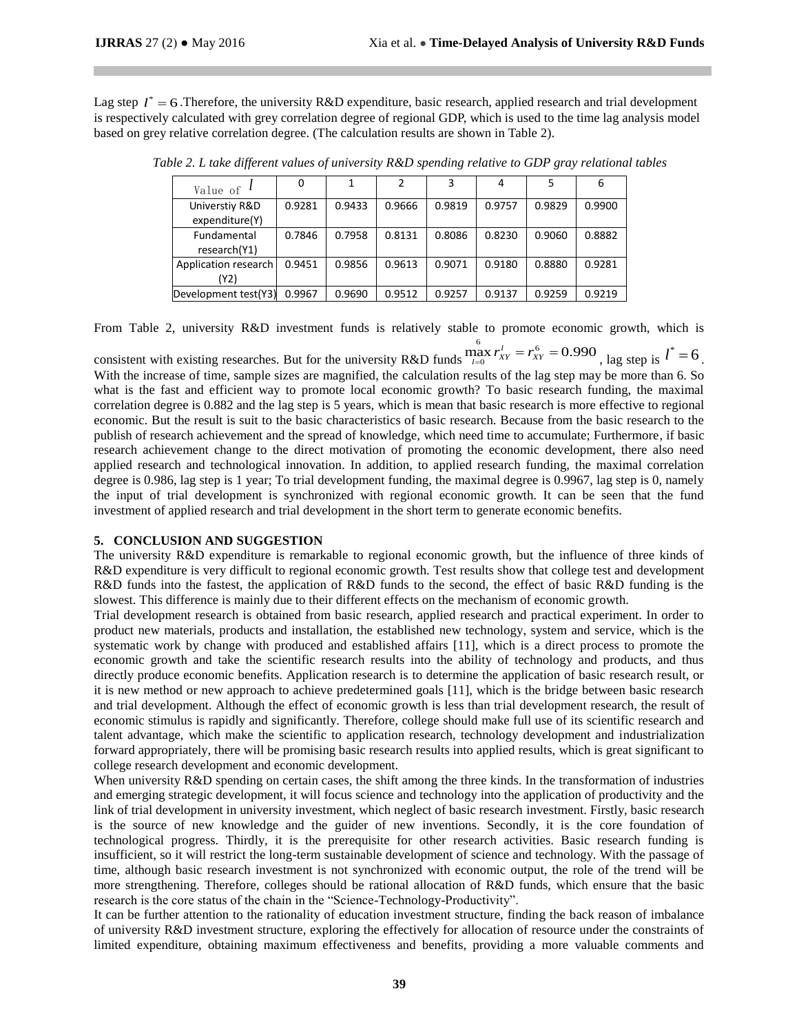Lag step $l^* = 6$ .Therefore, the university R&D expenditure, basic research, applied research and trial development is respectively calculated with grey correlation degree of regional GDP, which is used to the time lag analysis model based on grey relative correlation degree. (The calculation results are shown in Table 2).

*Table 2. L take different values of university R&D spending relative to GDP gray relational tables*

| Value of $l$ | 0 | 1 | 2 | 3 | 4 | 5 | 6 |
|---|---|---|---|---|---|---|---|
| Universtiy R&D expenditure(Y) | 0.9281 | 0.9433 | 0.9666 | 0.9819 | 0.9757 | 0.9829 | 0.9900 |
| Fundamental research(Y1) | 0.7846 | 0.7958 | 0.8131 | 0.8086 | 0.8230 | 0.9060 | 0.8882 |
| Application research (Y2) | 0.9451 | 0.9856 | 0.9613 | 0.9071 | 0.9180 | 0.8880 | 0.9281 |
| Development test(Y3) | 0.9967 | 0.9690 | 0.9512 | 0.9257 | 0.9137 | 0.9259 | 0.9219 |

From Table 2, university R&D investment funds is relatively stable to promote economic growth, which is consistent with existing researches. But for the university R&D funds $\max_{l=0}^{6} r_{XY}^{l} = r_{XY}^{6} = 0.990$, lag step is $l^* = 6$. With the increase of time, sample sizes are magnified, the calculation results of the lag step may be more than 6. So what is the fast and efficient way to promote local economic growth? To basic research funding, the maximal correlation degree is 0.882 and the lag step is 5 years, which is mean that basic research is more effective to regional economic. But the result is suit to the basic characteristics of basic research. Because from the basic research to the publish of research achievement and the spread of knowledge, which need time to accumulate; Furthermore, if basic research achievement change to the direct motivation of promoting the economic development, there also need applied research and technological innovation. In addition, to applied research funding, the maximal correlation degree is 0.986, lag step is 1 year; To trial development funding, the maximal degree is 0.9967, lag step is 0, namely the input of trial development is synchronized with regional economic growth. It can be seen that the fund investment of applied research and trial development in the short term to generate economic benefits.

## 5. CONCLUSION AND SUGGESTION

The university R&D expenditure is remarkable to regional economic growth, but the influence of three kinds of R&D expenditure is very difficult to regional economic growth. Test results show that college test and development R&D funds into the fastest, the application of R&D funds to the second, the effect of basic R&D funding is the slowest. This difference is mainly due to their different effects on the mechanism of economic growth.

Trial development research is obtained from basic research, applied research and practical experiment. In order to product new materials, products and installation, the established new technology, system and service, which is the systematic work by change with produced and established affairs [11], which is a direct process to promote the economic growth and take the scientific research results into the ability of technology and products, and thus directly produce economic benefits. Application research is to determine the application of basic research result, or it is new method or new approach to achieve predetermined goals [11], which is the bridge between basic research and trial development. Although the effect of economic growth is less than trial development research, the result of economic stimulus is rapidly and significantly. Therefore, college should make full use of its scientific research and talent advantage, which make the scientific to application research, technology development and industrialization forward appropriately, there will be promising basic research results into applied results, which is great significant to college research development and economic development.

When university R&D spending on certain cases, the shift among the three kinds. In the transformation of industries and emerging strategic development, it will focus science and technology into the application of productivity and the link of trial development in university investment, which neglect of basic research investment. Firstly, basic research is the source of new knowledge and the guider of new inventions. Secondly, it is the core foundation of technological progress. Thirdly, it is the prerequisite for other research activities. Basic research funding is insufficient, so it will restrict the long-term sustainable development of science and technology. With the passage of time, although basic research investment is not synchronized with economic output, the role of the trend will be more strengthening. Therefore, colleges should be rational allocation of R&D funds, which ensure that the basic research is the core status of the chain in the “Science-Technology-Productivity”.

It can be further attention to the rationality of education investment structure, finding the back reason of imbalance of university R&D investment structure, exploring the effectively for allocation of resource under the constraints of limited expenditure, obtaining maximum effectiveness and benefits, providing a more valuable comments and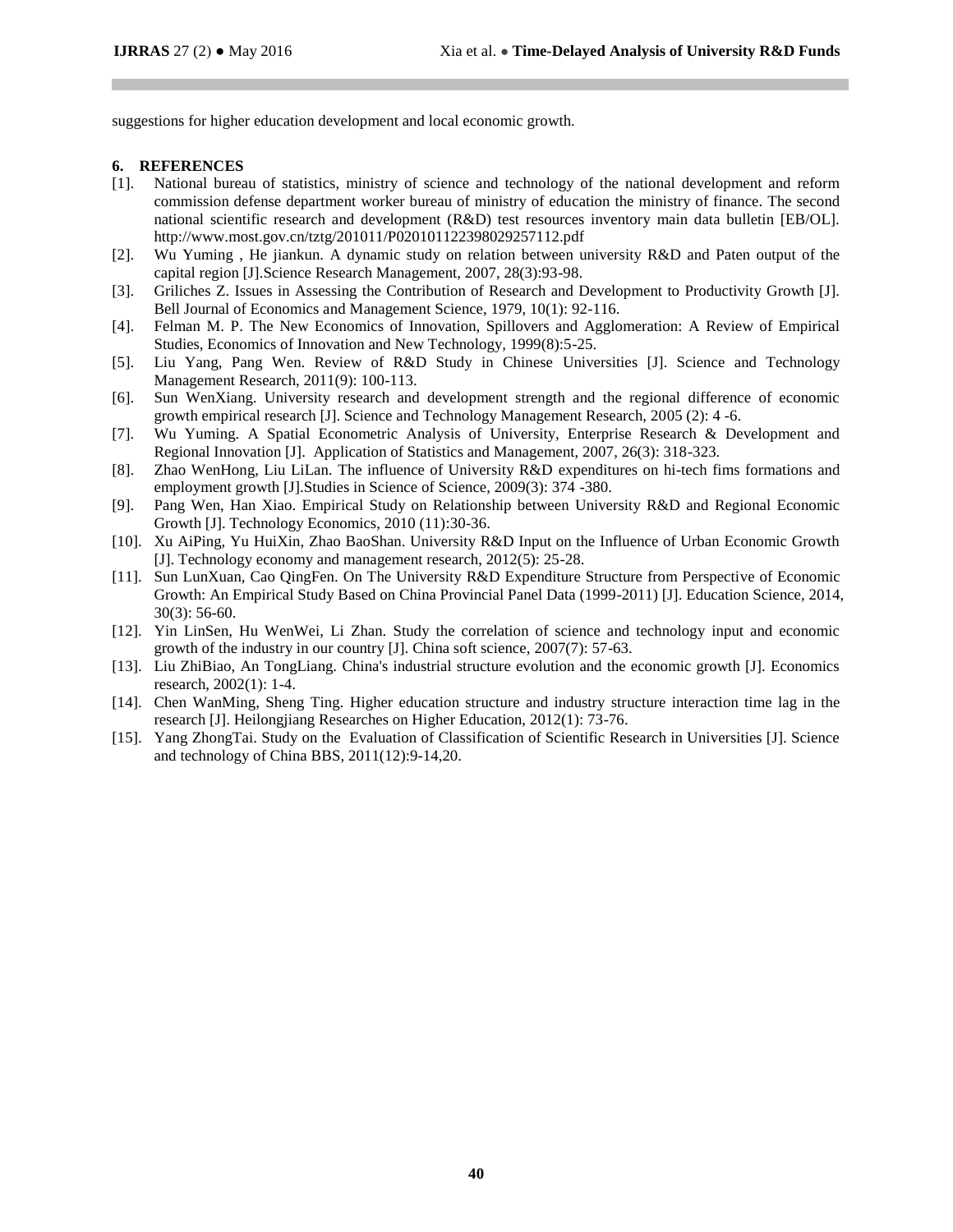suggestions for higher education development and local economic growth.

## 6. REFERENCES

[1]. National bureau of statistics, ministry of science and technology of the national development and reform commission defense department worker bureau of ministry of education the ministry of finance. The second national scientific research and development (R&D) test resources inventory main data bulletin [EB/OL]. http://www.most.gov.cn/tztg/201011/P020101122398029257112.pdf

[2]. Wu Yuming , He jiankun. A dynamic study on relation between university R&D and Paten output of the capital region [J].Science Research Management, 2007, 28(3):93-98.

[3]. Griliches Z. Issues in Assessing the Contribution of Research and Development to Productivity Growth [J]. Bell Journal of Economics and Management Science, 1979, 10(1): 92-116.

[4]. Felman M. P. The New Economics of Innovation, Spillovers and Agglomeration: A Review of Empirical Studies, Economics of Innovation and New Technology, 1999(8):5-25.

[5]. Liu Yang, Pang Wen. Review of R&D Study in Chinese Universities [J]. Science and Technology Management Research, 2011(9): 100-113.

[6]. Sun WenXiang. University research and development strength and the regional difference of economic growth empirical research [J]. Science and Technology Management Research, 2005 (2): 4 -6.

[7]. Wu Yuming. A Spatial Econometric Analysis of University, Enterprise Research & Development and Regional Innovation [J]. Application of Statistics and Management, 2007, 26(3): 318-323.

[8]. Zhao WenHong, Liu LiLan. The influence of University R&D expenditures on hi-tech fims formations and employment growth [J].Studies in Science of Science, 2009(3): 374 -380.

[9]. Pang Wen, Han Xiao. Empirical Study on Relationship between University R&D and Regional Economic Growth [J]. Technology Economics, 2010 (11):30-36.

[10]. Xu AiPing, Yu HuiXin, Zhao BaoShan. University R&D Input on the Influence of Urban Economic Growth [J]. Technology economy and management research, 2012(5): 25-28.

[11]. Sun LunXuan, Cao QingFen. On The University R&D Expenditure Structure from Perspective of Economic Growth: An Empirical Study Based on China Provincial Panel Data (1999-2011) [J]. Education Science, 2014, 30(3): 56-60.

[12]. Yin LinSen, Hu WenWei, Li Zhan. Study the correlation of science and technology input and economic growth of the industry in our country [J]. China soft science, 2007(7): 57-63.

[13]. Liu ZhiBiao, An TongLiang. China's industrial structure evolution and the economic growth [J]. Economics research, 2002(1): 1-4.

[14]. Chen WanMing, Sheng Ting. Higher education structure and industry structure interaction time lag in the research [J]. Heilongjiang Researches on Higher Education, 2012(1): 73-76.

[15]. Yang ZhongTai. Study on the Evaluation of Classification of Scientific Research in Universities [J]. Science and technology of China BBS, 2011(12):9-14,20.